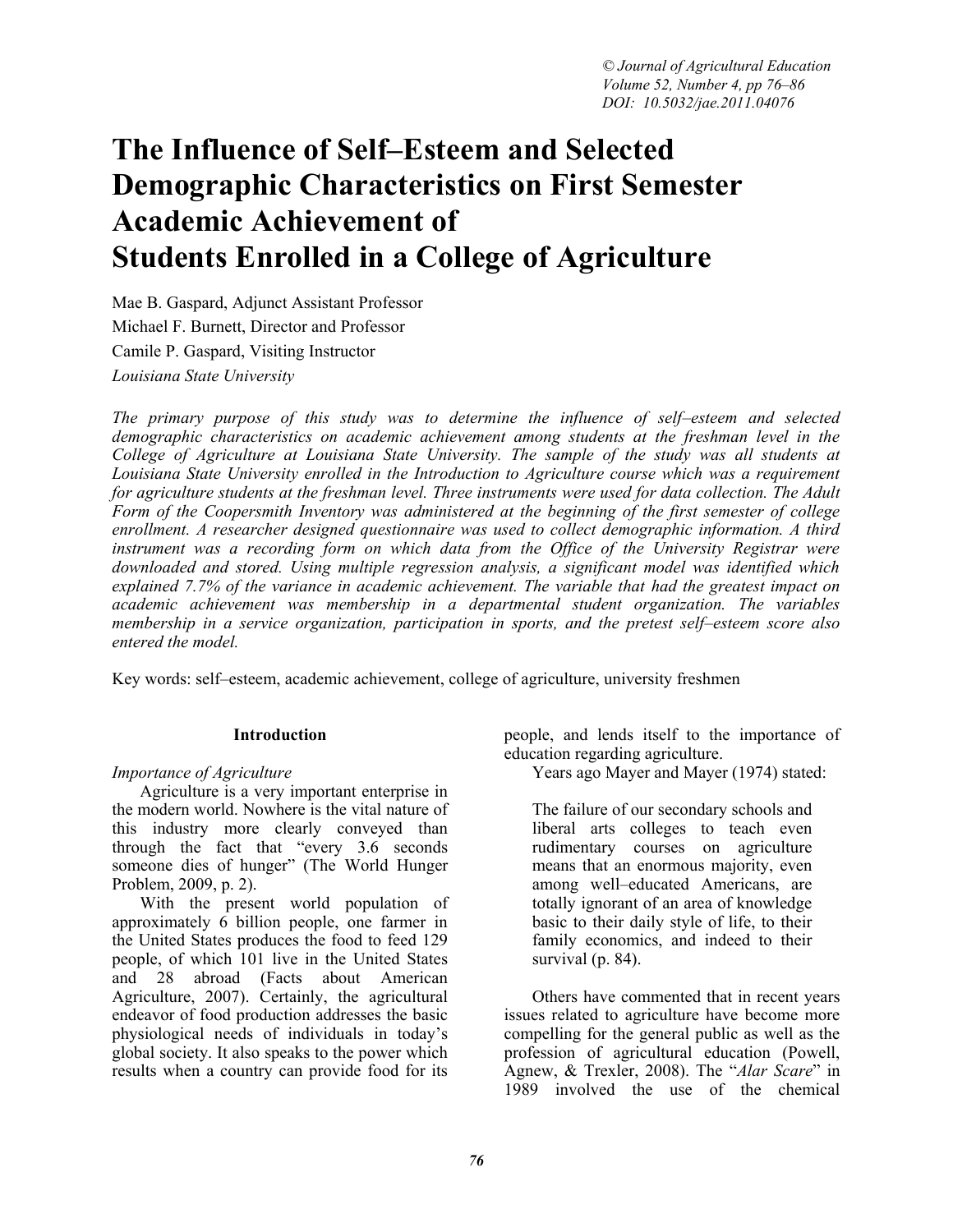# The Influence of Self–Esteem and Selected Demographic Characteristics on First Semester Academic Achievement of Students Enrolled in a College of Agriculture

Mae B. Gaspard, Adjunct Assistant Professor
Michael F. Burnett, Director and Professor
Camile P. Gaspard, Visiting Instructor
*Louisiana State University*

*The primary purpose of this study was to determine the influence of self–esteem and selected demographic characteristics on academic achievement among students at the freshman level in the College of Agriculture at Louisiana State University. The sample of the study was all students at Louisiana State University enrolled in the Introduction to Agriculture course which was a requirement for agriculture students at the freshman level. Three instruments were used for data collection. The Adult Form of the Coopersmith Inventory was administered at the beginning of the first semester of college enrollment. A researcher designed questionnaire was used to collect demographic information. A third instrument was a recording form on which data from the Office of the University Registrar were downloaded and stored. Using multiple regression analysis, a significant model was identified which explained 7.7% of the variance in academic achievement. The variable that had the greatest impact on academic achievement was membership in a departmental student organization. The variables membership in a service organization, participation in sports, and the pretest self–esteem score also entered the model.*

Key words: self–esteem, academic achievement, college of agriculture, university freshmen

## Introduction

### *Importance of Agriculture*

Agriculture is a very important enterprise in the modern world. Nowhere is the vital nature of this industry more clearly conveyed than through the fact that "every 3.6 seconds someone dies of hunger" (The World Hunger Problem, 2009, p. 2).

With the present world population of approximately 6 billion people, one farmer in the United States produces the food to feed 129 people, of which 101 live in the United States and 28 abroad (Facts about American Agriculture, 2007). Certainly, the agricultural endeavor of food production addresses the basic physiological needs of individuals in today's global society. It also speaks to the power which results when a country can provide food for its people, and lends itself to the importance of education regarding agriculture.

Years ago Mayer and Mayer (1974) stated:

> The failure of our secondary schools and liberal arts colleges to teach even rudimentary courses on agriculture means that an enormous majority, even among well–educated Americans, are totally ignorant of an area of knowledge basic to their daily style of life, to their family economics, and indeed to their survival (p. 84).

Others have commented that in recent years issues related to agriculture have become more compelling for the general public as well as the profession of agricultural education (Powell, Agnew, & Trexler, 2008). The "*Alar Scare*" in 1989 involved the use of the chemical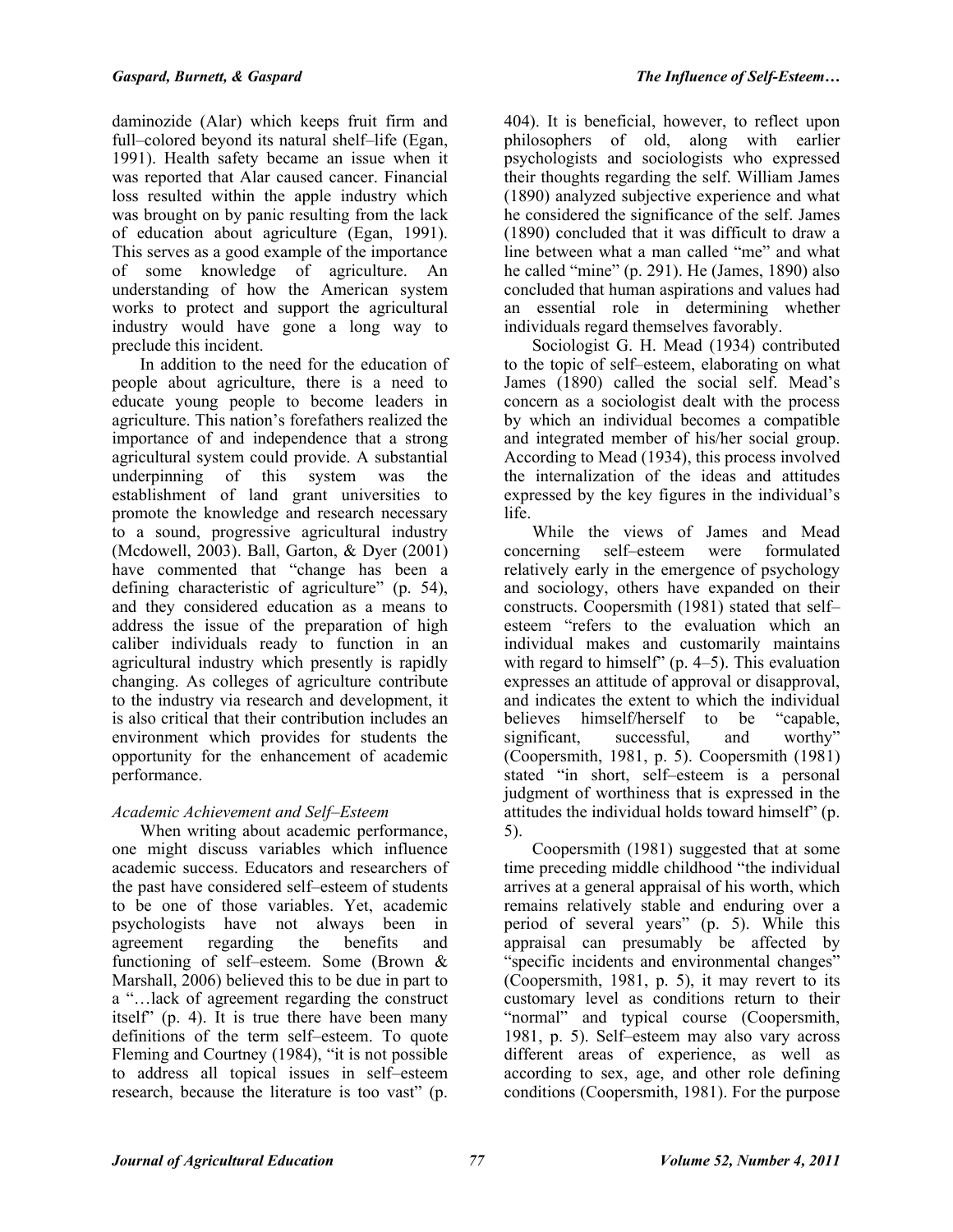daminozide (Alar) which keeps fruit firm and full–colored beyond its natural shelf–life (Egan, 1991). Health safety became an issue when it was reported that Alar caused cancer. Financial loss resulted within the apple industry which was brought on by panic resulting from the lack of education about agriculture (Egan, 1991). This serves as a good example of the importance of some knowledge of agriculture. An understanding of how the American system works to protect and support the agricultural industry would have gone a long way to preclude this incident.

In addition to the need for the education of people about agriculture, there is a need to educate young people to become leaders in agriculture. This nation's forefathers realized the importance of and independence that a strong agricultural system could provide. A substantial underpinning of this system was the establishment of land grant universities to promote the knowledge and research necessary to a sound, progressive agricultural industry (Mcdowell, 2003). Ball, Garton, & Dyer (2001) have commented that "change has been a defining characteristic of agriculture" (p. 54), and they considered education as a means to address the issue of the preparation of high caliber individuals ready to function in an agricultural industry which presently is rapidly changing. As colleges of agriculture contribute to the industry via research and development, it is also critical that their contribution includes an environment which provides for students the opportunity for the enhancement of academic performance.

*Academic Achievement and Self–Esteem*

When writing about academic performance, one might discuss variables which influence academic success. Educators and researchers of the past have considered self–esteem of students to be one of those variables. Yet, academic psychologists have not always been in agreement regarding the benefits and functioning of self–esteem. Some (Brown & Marshall, 2006) believed this to be due in part to a "…lack of agreement regarding the construct itself" (p. 4). It is true there have been many definitions of the term self–esteem. To quote Fleming and Courtney (1984), "it is not possible to address all topical issues in self–esteem research, because the literature is too vast" (p. 404). It is beneficial, however, to reflect upon philosophers of old, along with earlier psychologists and sociologists who expressed their thoughts regarding the self. William James (1890) analyzed subjective experience and what he considered the significance of the self. James (1890) concluded that it was difficult to draw a line between what a man called "me" and what he called "mine" (p. 291). He (James, 1890) also concluded that human aspirations and values had an essential role in determining whether individuals regard themselves favorably.

Sociologist G. H. Mead (1934) contributed to the topic of self–esteem, elaborating on what James (1890) called the social self. Mead's concern as a sociologist dealt with the process by which an individual becomes a compatible and integrated member of his/her social group. According to Mead (1934), this process involved the internalization of the ideas and attitudes expressed by the key figures in the individual's life.

While the views of James and Mead concerning self–esteem were formulated relatively early in the emergence of psychology and sociology, others have expanded on their constructs. Coopersmith (1981) stated that self–esteem "refers to the evaluation which an individual makes and customarily maintains with regard to himself" (p. 4–5). This evaluation expresses an attitude of approval or disapproval, and indicates the extent to which the individual believes himself/herself to be "capable, significant, successful, and worthy" (Coopersmith, 1981, p. 5). Coopersmith (1981) stated "in short, self–esteem is a personal judgment of worthiness that is expressed in the attitudes the individual holds toward himself" (p. 5).

Coopersmith (1981) suggested that at some time preceding middle childhood "the individual arrives at a general appraisal of his worth, which remains relatively stable and enduring over a period of several years" (p. 5). While this appraisal can presumably be affected by "specific incidents and environmental changes" (Coopersmith, 1981, p. 5), it may revert to its customary level as conditions return to their "normal" and typical course (Coopersmith, 1981, p. 5). Self–esteem may also vary across different areas of experience, as well as according to sex, age, and other role defining conditions (Coopersmith, 1981). For the purpose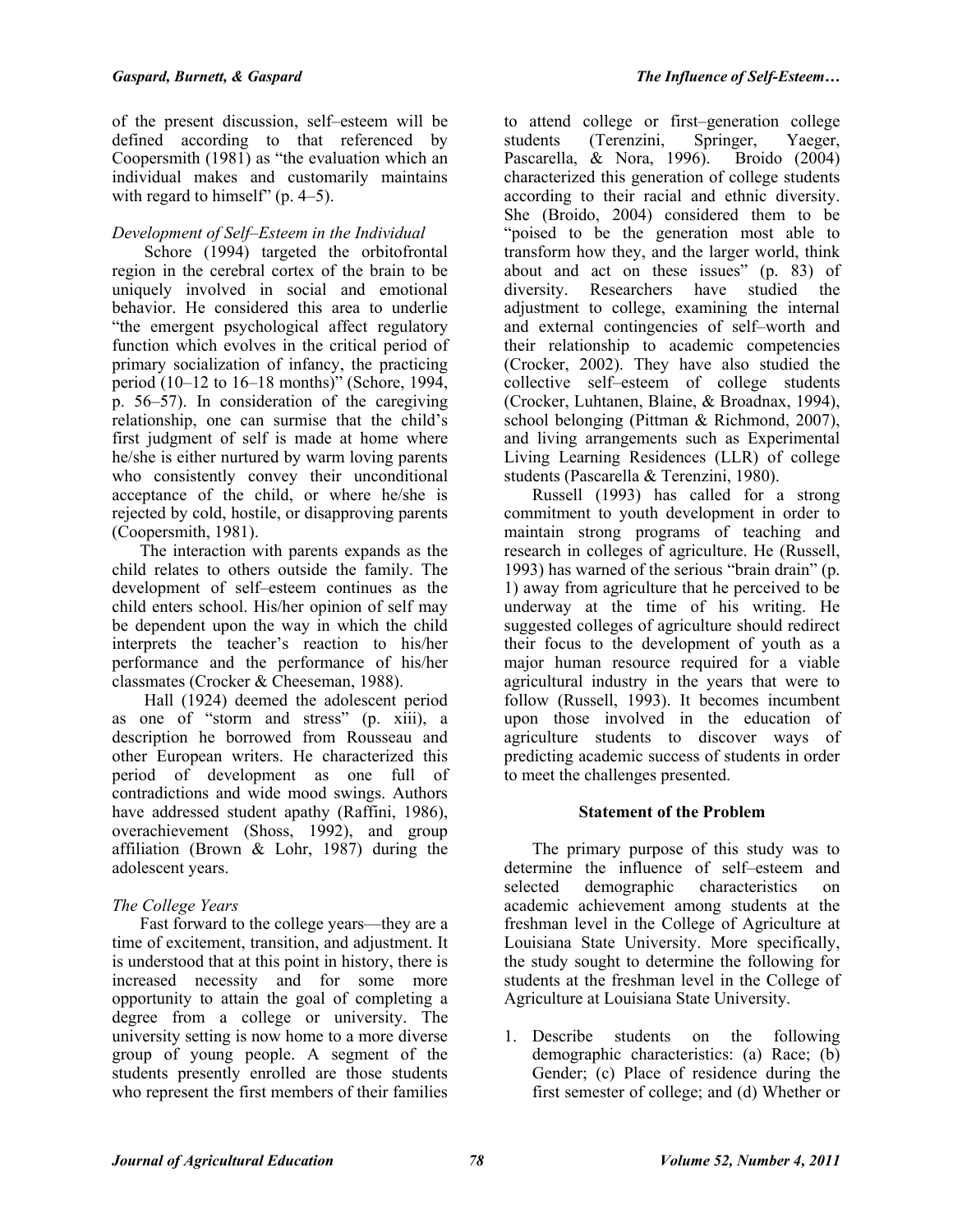of the present discussion, self–esteem will be defined according to that referenced by Coopersmith (1981) as "the evaluation which an individual makes and customarily maintains with regard to himself" (p. 4–5).

### *Development of Self–Esteem in the Individual*

Schore (1994) targeted the orbitofrontal region in the cerebral cortex of the brain to be uniquely involved in social and emotional behavior. He considered this area to underlie "the emergent psychological affect regulatory function which evolves in the critical period of primary socialization of infancy, the practicing period (10–12 to 16–18 months)" (Schore, 1994, p. 56–57). In consideration of the caregiving relationship, one can surmise that the child's first judgment of self is made at home where he/she is either nurtured by warm loving parents who consistently convey their unconditional acceptance of the child, or where he/she is rejected by cold, hostile, or disapproving parents (Coopersmith, 1981).

The interaction with parents expands as the child relates to others outside the family. The development of self–esteem continues as the child enters school. His/her opinion of self may be dependent upon the way in which the child interprets the teacher's reaction to his/her performance and the performance of his/her classmates (Crocker & Cheeseman, 1988).

Hall (1924) deemed the adolescent period as one of "storm and stress" (p. xiii), a description he borrowed from Rousseau and other European writers. He characterized this period of development as one full of contradictions and wide mood swings. Authors have addressed student apathy (Raffini, 1986), overachievement (Shoss, 1992), and group affiliation (Brown & Lohr, 1987) during the adolescent years.

### *The College Years*

Fast forward to the college years—they are a time of excitement, transition, and adjustment. It is understood that at this point in history, there is increased necessity and for some more opportunity to attain the goal of completing a degree from a college or university. The university setting is now home to a more diverse group of young people. A segment of the students presently enrolled are those students who represent the first members of their families to attend college or first–generation college students (Terenzini, Springer, Yaeger, Pascarella, & Nora, 1996). Broido (2004) characterized this generation of college students according to their racial and ethnic diversity. She (Broido, 2004) considered them to be "poised to be the generation most able to transform how they, and the larger world, think about and act on these issues" (p. 83) of diversity. Researchers have studied the adjustment to college, examining the internal and external contingencies of self–worth and their relationship to academic competencies (Crocker, 2002). They have also studied the collective self–esteem of college students (Crocker, Luhtanen, Blaine, & Broadnax, 1994), school belonging (Pittman & Richmond, 2007), and living arrangements such as Experimental Living Learning Residences (LLR) of college students (Pascarella & Terenzini, 1980).

Russell (1993) has called for a strong commitment to youth development in order to maintain strong programs of teaching and research in colleges of agriculture. He (Russell, 1993) has warned of the serious "brain drain" (p. 1) away from agriculture that he perceived to be underway at the time of his writing. He suggested colleges of agriculture should redirect their focus to the development of youth as a major human resource required for a viable agricultural industry in the years that were to follow (Russell, 1993). It becomes incumbent upon those involved in the education of agriculture students to discover ways of predicting academic success of students in order to meet the challenges presented.

## Statement of the Problem

The primary purpose of this study was to determine the influence of self–esteem and selected demographic characteristics on academic achievement among students at the freshman level in the College of Agriculture at Louisiana State University. More specifically, the study sought to determine the following for students at the freshman level in the College of Agriculture at Louisiana State University.

1. Describe students on the following demographic characteristics: (a) Race; (b) Gender; (c) Place of residence during the first semester of college; and (d) Whether or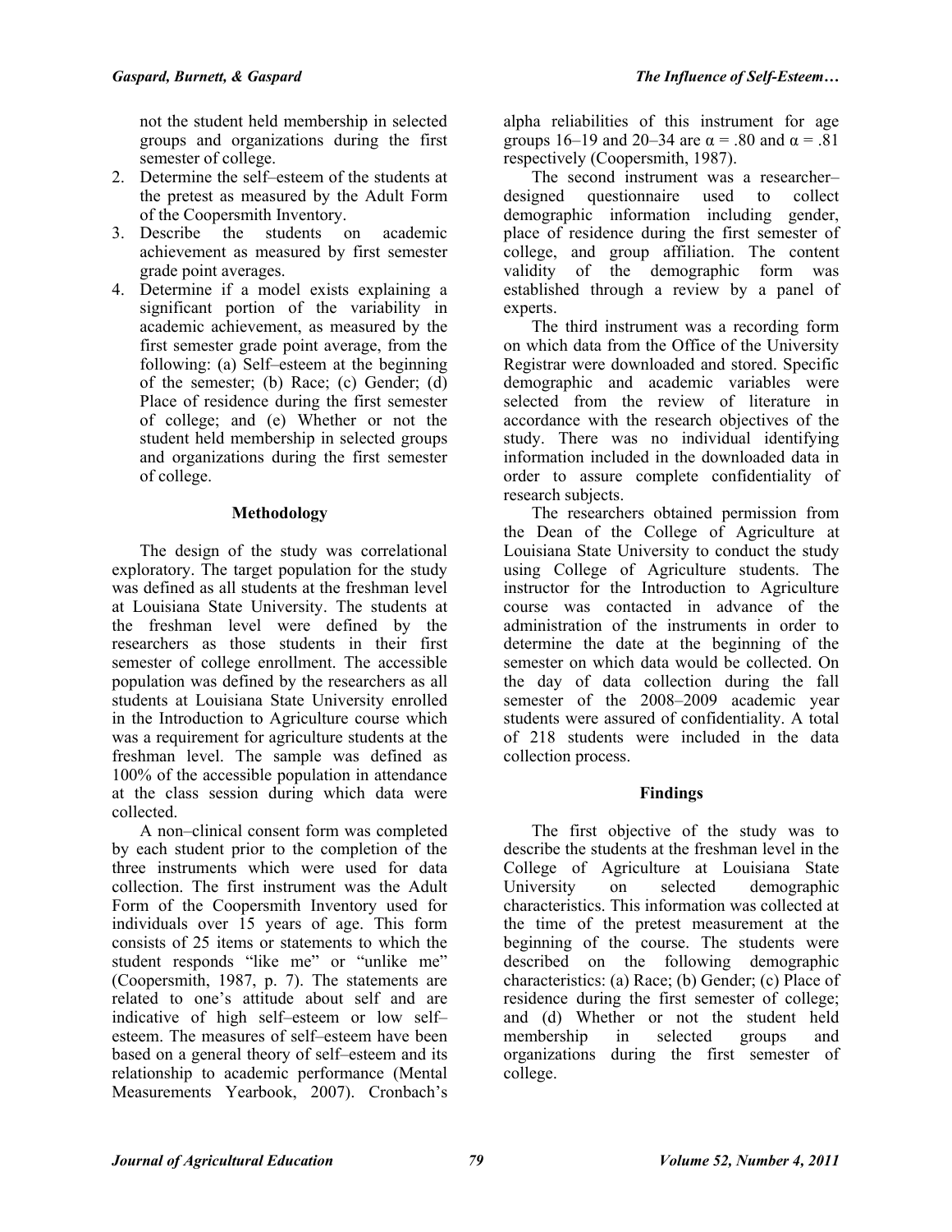not the student held membership in selected groups and organizations during the first semester of college.

2. Determine the self–esteem of the students at the pretest as measured by the Adult Form of the Coopersmith Inventory.
3. Describe the students on academic achievement as measured by first semester grade point averages.
4. Determine if a model exists explaining a significant portion of the variability in academic achievement, as measured by the first semester grade point average, from the following: (a) Self–esteem at the beginning of the semester; (b) Race; (c) Gender; (d) Place of residence during the first semester of college; and (e) Whether or not the student held membership in selected groups and organizations during the first semester of college.

## Methodology

The design of the study was correlational exploratory. The target population for the study was defined as all students at the freshman level at Louisiana State University. The students at the freshman level were defined by the researchers as those students in their first semester of college enrollment. The accessible population was defined by the researchers as all students at Louisiana State University enrolled in the Introduction to Agriculture course which was a requirement for agriculture students at the freshman level. The sample was defined as 100% of the accessible population in attendance at the class session during which data were collected.

A non–clinical consent form was completed by each student prior to the completion of the three instruments which were used for data collection. The first instrument was the Adult Form of the Coopersmith Inventory used for individuals over 15 years of age. This form consists of 25 items or statements to which the student responds "like me" or "unlike me" (Coopersmith, 1987, p. 7). The statements are related to one's attitude about self and are indicative of high self–esteem or low self–esteem. The measures of self–esteem have been based on a general theory of self–esteem and its relationship to academic performance (Mental Measurements Yearbook, 2007). Cronbach's alpha reliabilities of this instrument for age groups 16–19 and 20–34 are $\alpha = .80$ and $\alpha = .81$ respectively (Coopersmith, 1987).

The second instrument was a researcher–designed questionnaire used to collect demographic information including gender, place of residence during the first semester of college, and group affiliation. The content validity of the demographic form was established through a review by a panel of experts.

The third instrument was a recording form on which data from the Office of the University Registrar were downloaded and stored. Specific demographic and academic variables were selected from the review of literature in accordance with the research objectives of the study. There was no individual identifying information included in the downloaded data in order to assure complete confidentiality of research subjects.

The researchers obtained permission from the Dean of the College of Agriculture at Louisiana State University to conduct the study using College of Agriculture students. The instructor for the Introduction to Agriculture course was contacted in advance of the administration of the instruments in order to determine the date at the beginning of the semester on which data would be collected. On the day of data collection during the fall semester of the 2008–2009 academic year students were assured of confidentiality. A total of 218 students were included in the data collection process.

## Findings

The first objective of the study was to describe the students at the freshman level in the College of Agriculture at Louisiana State University on selected demographic characteristics. This information was collected at the time of the pretest measurement at the beginning of the course. The students were described on the following demographic characteristics: (a) Race; (b) Gender; (c) Place of residence during the first semester of college; and (d) Whether or not the student held membership in selected groups and organizations during the first semester of college.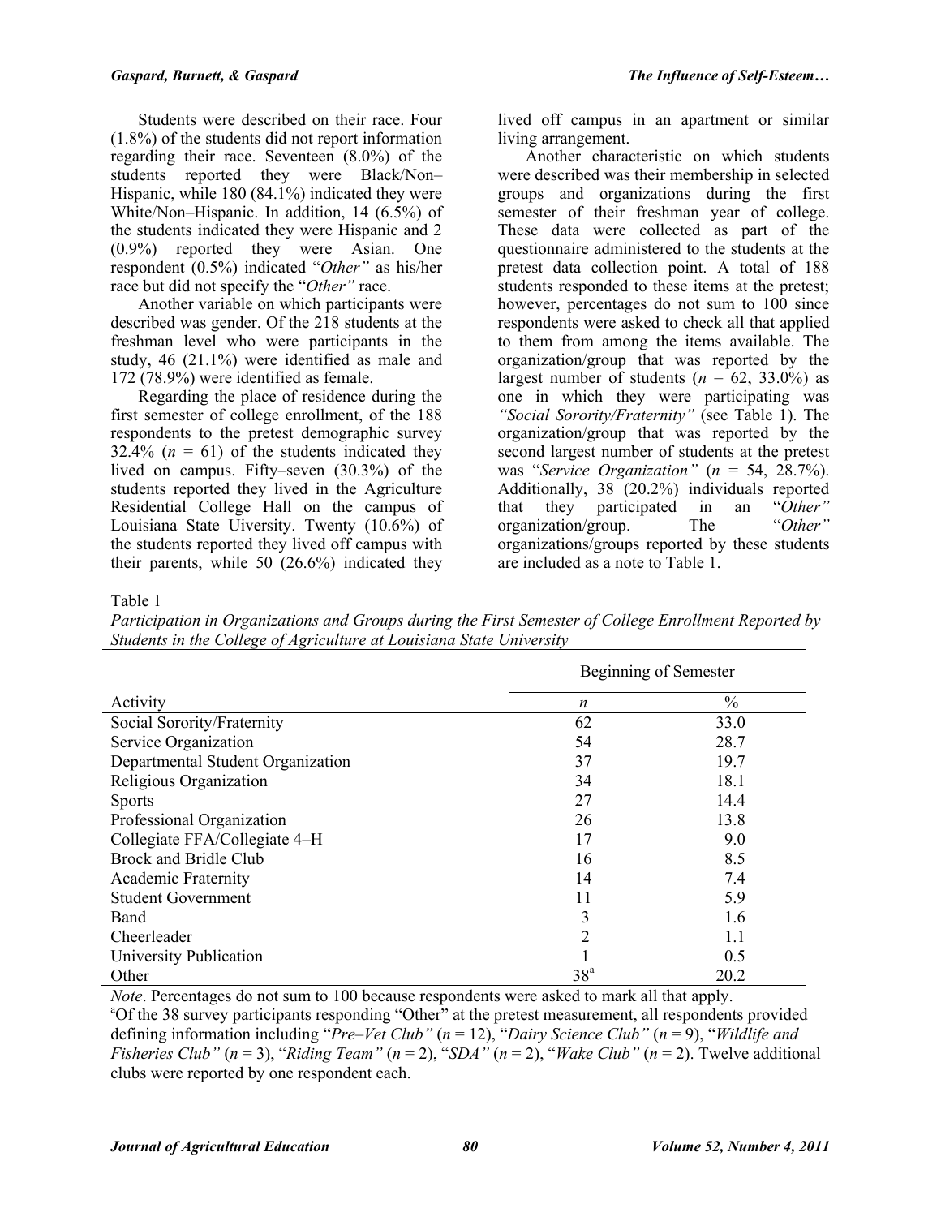Students were described on their race. Four (1.8%) of the students did not report information regarding their race. Seventeen (8.0%) of the students reported they were Black/Non–Hispanic, while 180 (84.1%) indicated they were White/Non–Hispanic. In addition, 14 (6.5%) of the students indicated they were Hispanic and 2 (0.9%) reported they were Asian. One respondent (0.5%) indicated "*Other"* as his/her race but did not specify the "*Other"* race.

Another variable on which participants were described was gender. Of the 218 students at the freshman level who were participants in the study, 46 (21.1%) were identified as male and 172 (78.9%) were identified as female.

Regarding the place of residence during the first semester of college enrollment, of the 188 respondents to the pretest demographic survey 32.4% (*n* = 61) of the students indicated they lived on campus. Fifty–seven (30.3%) of the students reported they lived in the Agriculture Residential College Hall on the campus of Louisiana State Uiversity. Twenty (10.6%) of the students reported they lived off campus with their parents, while 50 (26.6%) indicated they lived off campus in an apartment or similar living arrangement.

Another characteristic on which students were described was their membership in selected groups and organizations during the first semester of their freshman year of college. These data were collected as part of the questionnaire administered to the students at the pretest data collection point. A total of 188 students responded to these items at the pretest; however, percentages do not sum to 100 since respondents were asked to check all that applied to them from among the items available. The organization/group that was reported by the largest number of students (*n* = 62, 33.0%) as one in which they were participating was *"Social Sorority/Fraternity"* (see Table 1). The organization/group that was reported by the second largest number of students at the pretest was "*Service Organization"* (*n* = 54, 28.7%). Additionally, 38 (20.2%) individuals reported that they participated in an "*Other"* organization/group. The "*Other"* organizations/groups reported by these students are included as a note to Table 1.

Table 1
*Participation in Organizations and Groups during the First Semester of College Enrollment Reported by Students in the College of Agriculture at Louisiana State University*

| | Beginning of Semester | |
|---|---|---|
| Activity | *n* | % |
| Social Sorority/Fraternity | 62 | 33.0 |
| Service Organization | 54 | 28.7 |
| Departmental Student Organization | 37 | 19.7 |
| Religious Organization | 34 | 18.1 |
| Sports | 27 | 14.4 |
| Professional Organization | 26 | 13.8 |
| Collegiate FFA/Collegiate 4–H | 17 | 9.0 |
| Brock and Bridle Club | 16 | 8.5 |
| Academic Fraternity | 14 | 7.4 |
| Student Government | 11 | 5.9 |
| Band | 3 | 1.6 |
| Cheerleader | 2 | 1.1 |
| University Publication | 1 | 0.5 |
| Other | 38[a] | 20.2 |

*Note*. Percentages do not sum to 100 because respondents were asked to mark all that apply.
[a]Of the 38 survey participants responding "Other" at the pretest measurement, all respondents provided defining information including "*Pre–Vet Club"* (*n* = 12), "*Dairy Science Club"* (*n* = 9), "*Wildlife and Fisheries Club"* (*n* = 3), "*Riding Team"* (*n* = 2), "*SDA"* (*n* = 2), "*Wake Club"* (*n* = 2). Twelve additional clubs were reported by one respondent each.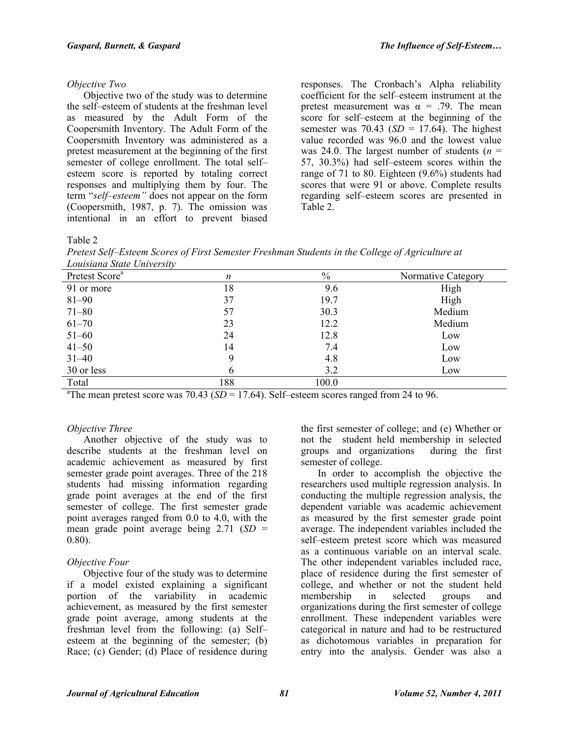### *Objective Two*

Objective two of the study was to determine the self–esteem of students at the freshman level as measured by the Adult Form of the Coopersmith Inventory. The Adult Form of the Coopersmith Inventory was administered as a pretest measurement at the beginning of the first semester of college enrollment. The total self–esteem score is reported by totaling correct responses and multiplying them by four. The term "*self–esteem"* does not appear on the form (Coopersmith, 1987, p. 7). The omission was intentional in an effort to prevent biased responses. The Cronbach's Alpha reliability coefficient for the self–esteem instrument at the pretest measurement was $\alpha$ = .79. The mean score for self–esteem at the beginning of the semester was 70.43 (*SD* = 17.64). The highest value recorded was 96.0 and the lowest value was 24.0. The largest number of students (*n* = 57, 30.3%) had self–esteem scores within the range of 71 to 80. Eighteen (9.6%) students had scores that were 91 or above. Complete results regarding self–esteem scores are presented in Table 2.

Table 2
*Pretest Self–Esteem Scores of First Semester Freshman Students in the College of Agriculture at Louisiana State University*

| Pretest Score[a] | *n* | % | Normative Category |
|---|---|---|---|
| 91 or more | 18 | 9.6 | High |
| 81–90 | 37 | 19.7 | High |
| 71–80 | 57 | 30.3 | Medium |
| 61–70 | 23 | 12.2 | Medium |
| 51–60 | 24 | 12.8 | Low |
| 41–50 | 14 | 7.4 | Low |
| 31–40 | 9 | 4.8 | Low |
| 30 or less | 6 | 3.2 | Low |
| Total | 188 | 100.0 | |

[a]The mean pretest score was 70.43 (*SD* = 17.64). Self–esteem scores ranged from 24 to 96.

### *Objective Three*

Another objective of the study was to describe students at the freshman level on academic achievement as measured by first semester grade point averages. Three of the 218 students had missing information regarding grade point averages at the end of the first semester of college. The first semester grade point averages ranged from 0.0 to 4.0, with the mean grade point average being 2.71 (*SD* = 0.80).

### *Objective Four*

Objective four of the study was to determine if a model existed explaining a significant portion of the variability in academic achievement, as measured by the first semester grade point average, among students at the freshman level from the following: (a) Self–esteem at the beginning of the semester; (b) Race; (c) Gender; (d) Place of residence during the first semester of college; and (e) Whether or not the student held membership in selected groups and organizations during the first semester of college.

In order to accomplish the objective the researchers used multiple regression analysis. In conducting the multiple regression analysis, the dependent variable was academic achievement as measured by the first semester grade point average. The independent variables included the self–esteem pretest score which was measured as a continuous variable on an interval scale. The other independent variables included race, place of residence during the first semester of college, and whether or not the student held membership in selected groups and organizations during the first semester of college enrollment. These independent variables were categorical in nature and had to be restructured as dichotomous variables in preparation for entry into the analysis. Gender was also a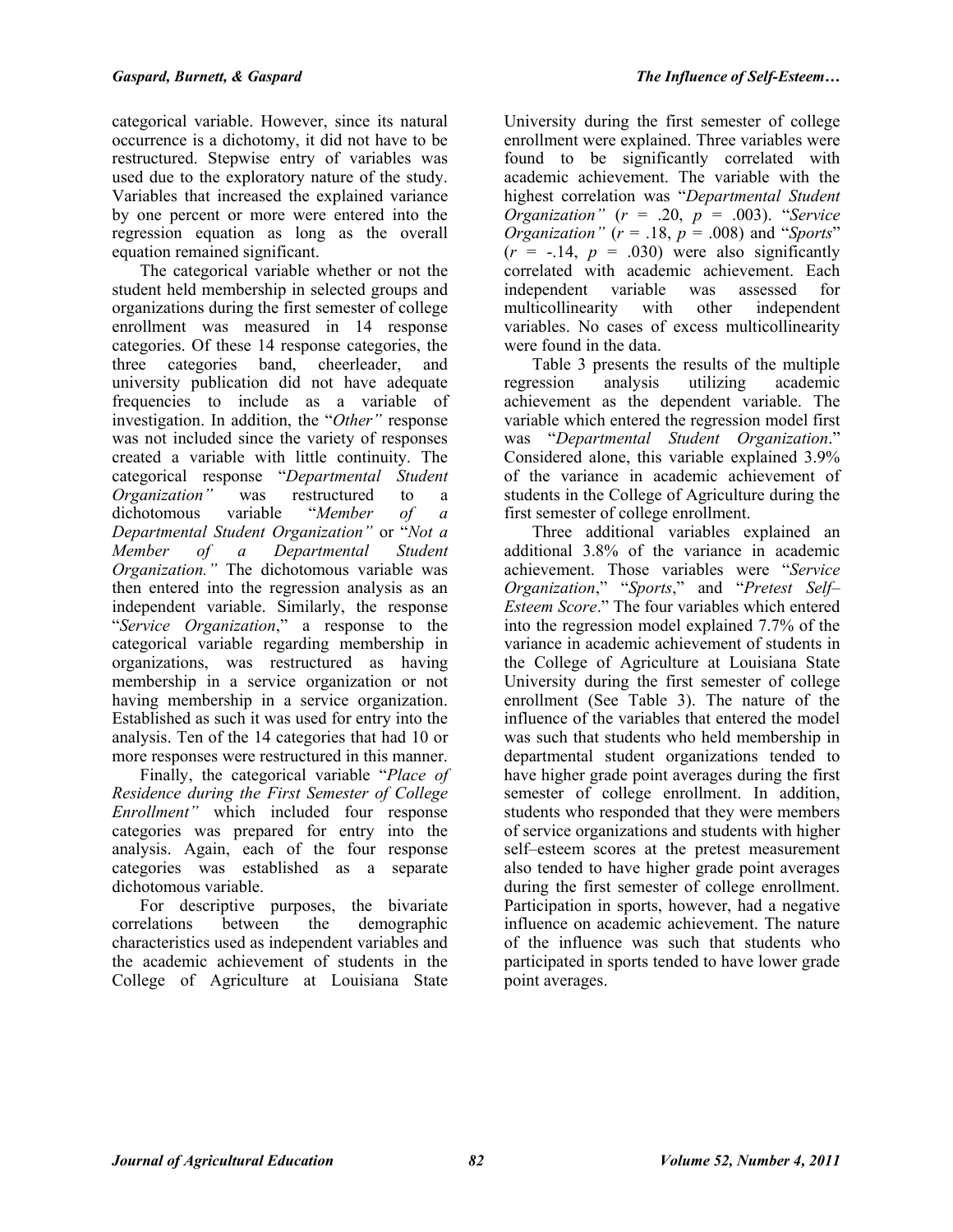categorical variable. However, since its natural occurrence is a dichotomy, it did not have to be restructured. Stepwise entry of variables was used due to the exploratory nature of the study. Variables that increased the explained variance by one percent or more were entered into the regression equation as long as the overall equation remained significant.

The categorical variable whether or not the student held membership in selected groups and organizations during the first semester of college enrollment was measured in 14 response categories. Of these 14 response categories, the three categories band, cheerleader, and university publication did not have adequate frequencies to include as a variable of investigation. In addition, the "*Other"* response was not included since the variety of responses created a variable with little continuity. The categorical response "*Departmental Student Organization"* was restructured to a dichotomous variable "*Member of a Departmental Student Organization"* or "*Not a Member of a Departmental Student Organization."* The dichotomous variable was then entered into the regression analysis as an independent variable. Similarly, the response "*Service Organization*," a response to the categorical variable regarding membership in organizations, was restructured as having membership in a service organization or not having membership in a service organization. Established as such it was used for entry into the analysis. Ten of the 14 categories that had 10 or more responses were restructured in this manner.

Finally, the categorical variable "*Place of Residence during the First Semester of College Enrollment"* which included four response categories was prepared for entry into the analysis. Again, each of the four response categories was established as a separate dichotomous variable.

For descriptive purposes, the bivariate correlations between the demographic characteristics used as independent variables and the academic achievement of students in the College of Agriculture at Louisiana State University during the first semester of college enrollment were explained. Three variables were found to be significantly correlated with academic achievement. The variable with the highest correlation was "*Departmental Student Organization"* ($r$ = .20, $p$ = .003). "*Service Organization"* ($r$ = .18, $p$ = .008) and "*Sports*" ($r$ = -.14, $p$ = .030) were also significantly correlated with academic achievement. Each independent variable was assessed for multicollinearity with other independent variables. No cases of excess multicollinearity were found in the data.

Table 3 presents the results of the multiple regression analysis utilizing academic achievement as the dependent variable. The variable which entered the regression model first was "*Departmental Student Organization*." Considered alone, this variable explained 3.9% of the variance in academic achievement of students in the College of Agriculture during the first semester of college enrollment.

Three additional variables explained an additional 3.8% of the variance in academic achievement. Those variables were "*Service Organization*," "*Sports*," and "*Pretest Self–Esteem Score*." The four variables which entered into the regression model explained 7.7% of the variance in academic achievement of students in the College of Agriculture at Louisiana State University during the first semester of college enrollment (See Table 3). The nature of the influence of the variables that entered the model was such that students who held membership in departmental student organizations tended to have higher grade point averages during the first semester of college enrollment. In addition, students who responded that they were members of service organizations and students with higher self–esteem scores at the pretest measurement also tended to have higher grade point averages during the first semester of college enrollment. Participation in sports, however, had a negative influence on academic achievement. The nature of the influence was such that students who participated in sports tended to have lower grade point averages.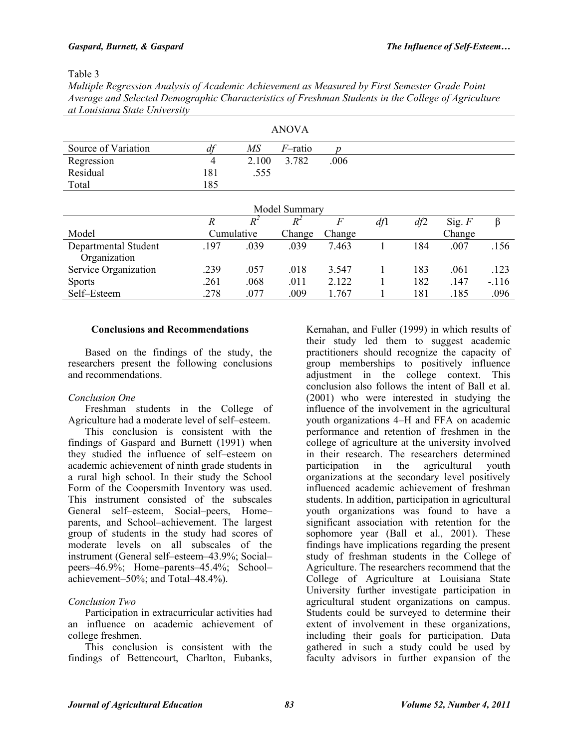Table 3

*Multiple Regression Analysis of Academic Achievement as Measured by First Semester Grade Point Average and Selected Demographic Characteristics of Freshman Students in the College of Agriculture at Louisiana State University*

ANOVA

| Source of Variation | *df* | *MS* | *F*–ratio | *p* |
|---|---|---|---|---|
| Regression | 4 | 2.100 | 3.782 | .006 |
| Residual | 181 | .555 | | |
| Total | 185 | | | |

Model Summary

| Model | *R* | $R^2$ Cumulative | $R^2$ Change | *F* Change | *df*1 | *df*2 | Sig. *F* Change | β |
|---|---|---|---|---|---|---|---|---|
| Departmental Student Organization | .197 | .039 | .039 | 7.463 | 1 | 184 | .007 | .156 |
| Service Organization | .239 | .057 | .018 | 3.547 | 1 | 183 | .061 | .123 |
| Sports | .261 | .068 | .011 | 2.122 | 1 | 182 | .147 | -.116 |
| Self–Esteem | .278 | .077 | .009 | 1.767 | 1 | 181 | .185 | .096 |

## Conclusions and Recommendations

Based on the findings of the study, the researchers present the following conclusions and recommendations.

*Conclusion One*

Freshman students in the College of Agriculture had a moderate level of self–esteem.

This conclusion is consistent with the findings of Gaspard and Burnett (1991) when they studied the influence of self–esteem on academic achievement of ninth grade students in a rural high school. In their study the School Form of the Coopersmith Inventory was used. This instrument consisted of the subscales General self–esteem, Social–peers, Home–parents, and School–achievement. The largest group of students in the study had scores of moderate levels on all subscales of the instrument (General self–esteem–43.9%; Social–peers–46.9%; Home–parents–45.4%; School–achievement–50%; and Total–48.4%).

*Conclusion Two*

Participation in extracurricular activities had an influence on academic achievement of college freshmen.

This conclusion is consistent with the findings of Bettencourt, Charlton, Eubanks, Kernahan, and Fuller (1999) in which results of their study led them to suggest academic practitioners should recognize the capacity of group memberships to positively influence adjustment in the college context. This conclusion also follows the intent of Ball et al. (2001) who were interested in studying the influence of the involvement in the agricultural youth organizations 4–H and FFA on academic performance and retention of freshmen in the college of agriculture at the university involved in their research. The researchers determined participation in the agricultural youth organizations at the secondary level positively influenced academic achievement of freshman students. In addition, participation in agricultural youth organizations was found to have a significant association with retention for the sophomore year (Ball et al., 2001). These findings have implications regarding the present study of freshman students in the College of Agriculture. The researchers recommend that the College of Agriculture at Louisiana State University further investigate participation in agricultural student organizations on campus. Students could be surveyed to determine their extent of involvement in these organizations, including their goals for participation. Data gathered in such a study could be used by faculty advisors in further expansion of the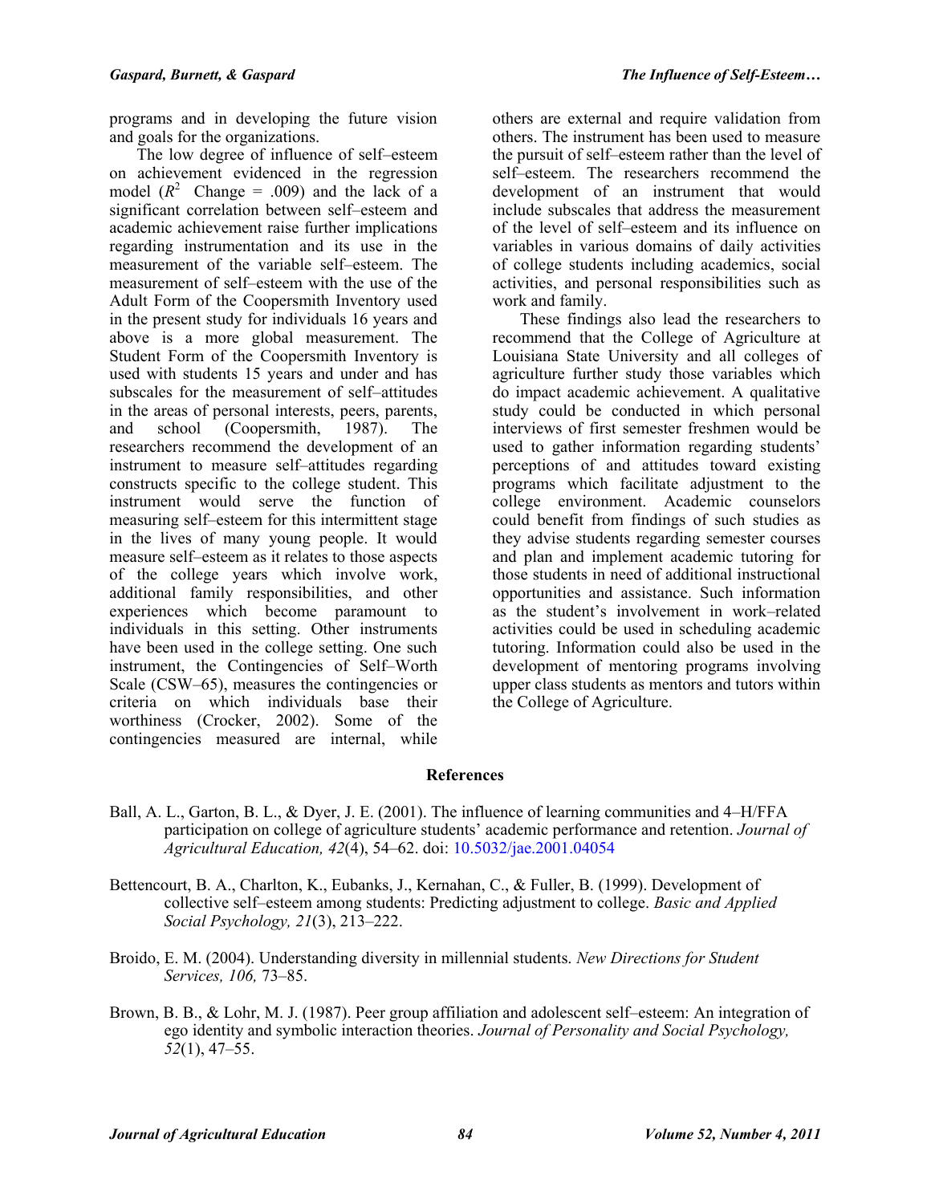programs and in developing the future vision and goals for the organizations.

The low degree of influence of self–esteem on achievement evidenced in the regression model ($R^2$ Change = .009) and the lack of a significant correlation between self–esteem and academic achievement raise further implications regarding instrumentation and its use in the measurement of the variable self–esteem. The measurement of self–esteem with the use of the Adult Form of the Coopersmith Inventory used in the present study for individuals 16 years and above is a more global measurement. The Student Form of the Coopersmith Inventory is used with students 15 years and under and has subscales for the measurement of self–attitudes in the areas of personal interests, peers, parents, and school (Coopersmith, 1987). The researchers recommend the development of an instrument to measure self–attitudes regarding constructs specific to the college student. This instrument would serve the function of measuring self–esteem for this intermittent stage in the lives of many young people. It would measure self–esteem as it relates to those aspects of the college years which involve work, additional family responsibilities, and other experiences which become paramount to individuals in this setting. Other instruments have been used in the college setting. One such instrument, the Contingencies of Self–Worth Scale (CSW–65), measures the contingencies or criteria on which individuals base their worthiness (Crocker, 2002). Some of the contingencies measured are internal, while others are external and require validation from others. The instrument has been used to measure the pursuit of self–esteem rather than the level of self–esteem. The researchers recommend the development of an instrument that would include subscales that address the measurement of the level of self–esteem and its influence on variables in various domains of daily activities of college students including academics, social activities, and personal responsibilities such as work and family.

These findings also lead the researchers to recommend that the College of Agriculture at Louisiana State University and all colleges of agriculture further study those variables which do impact academic achievement. A qualitative study could be conducted in which personal interviews of first semester freshmen would be used to gather information regarding students' perceptions of and attitudes toward existing programs which facilitate adjustment to the college environment. Academic counselors could benefit from findings of such studies as they advise students regarding semester courses and plan and implement academic tutoring for those students in need of additional instructional opportunities and assistance. Such information as the student's involvement in work–related activities could be used in scheduling academic tutoring. Information could also be used in the development of mentoring programs involving upper class students as mentors and tutors within the College of Agriculture.

## References

Ball, A. L., Garton, B. L., & Dyer, J. E. (2001). The influence of learning communities and 4–H/FFA participation on college of agriculture students' academic performance and retention. *Journal of Agricultural Education, 42*(4), 54–62. doi: 10.5032/jae.2001.04054

Bettencourt, B. A., Charlton, K., Eubanks, J., Kernahan, C., & Fuller, B. (1999). Development of collective self–esteem among students: Predicting adjustment to college. *Basic and Applied Social Psychology, 21*(3), 213–222.

Broido, E. M. (2004). Understanding diversity in millennial students. *New Directions for Student Services, 106,* 73–85.

Brown, B. B., & Lohr, M. J. (1987). Peer group affiliation and adolescent self–esteem: An integration of ego identity and symbolic interaction theories. *Journal of Personality and Social Psychology, 52*(1), 47–55.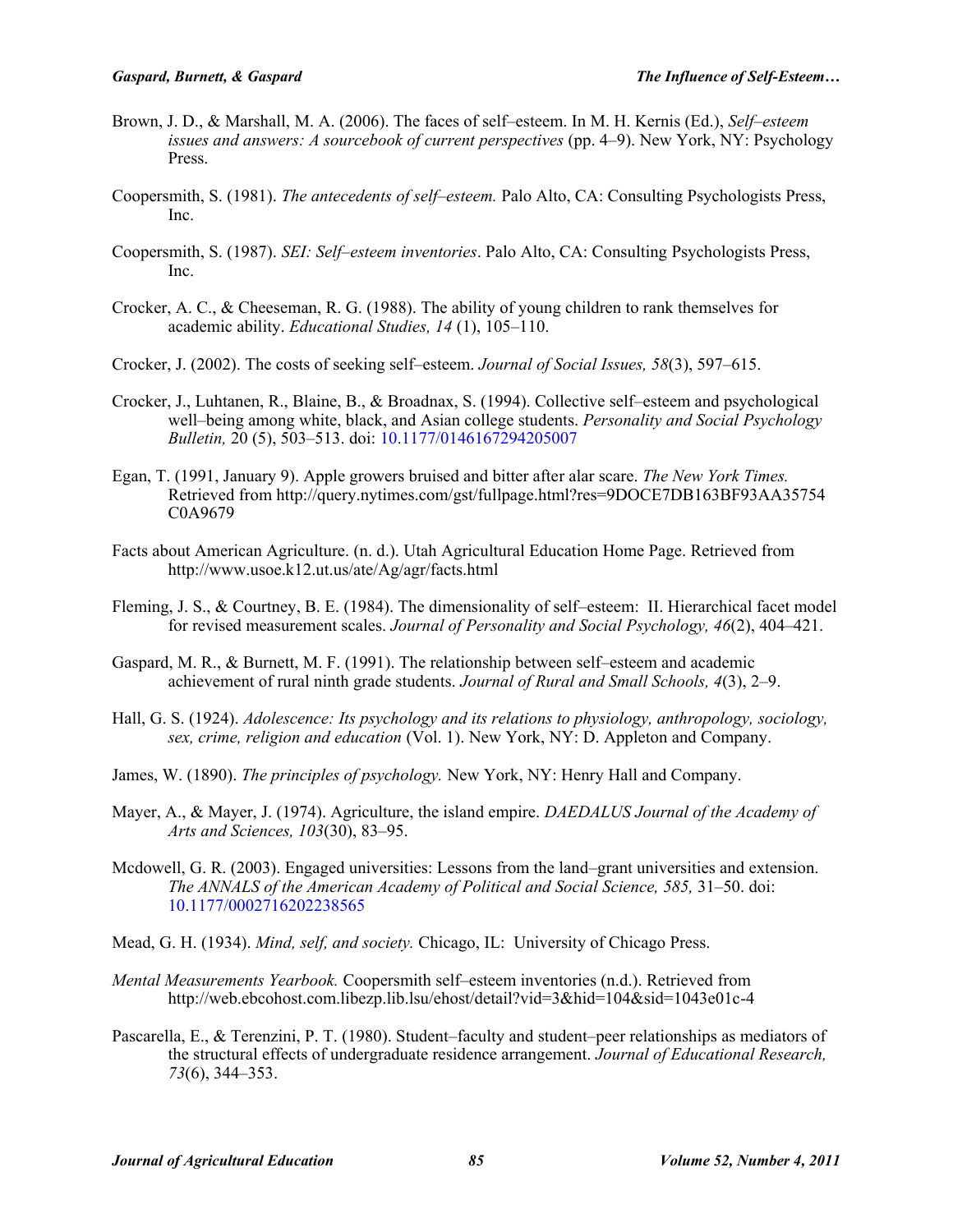Brown, J. D., & Marshall, M. A. (2006). The faces of self–esteem. In M. H. Kernis (Ed.), *Self–esteem issues and answers: A sourcebook of current perspectives* (pp. 4–9). New York, NY: Psychology Press.

Coopersmith, S. (1981). *The antecedents of self–esteem.* Palo Alto, CA: Consulting Psychologists Press, Inc.

Coopersmith, S. (1987). *SEI: Self–esteem inventories*. Palo Alto, CA: Consulting Psychologists Press, Inc.

Crocker, A. C., & Cheeseman, R. G. (1988). The ability of young children to rank themselves for academic ability. *Educational Studies, 14* (1), 105–110.

Crocker, J. (2002). The costs of seeking self–esteem. *Journal of Social Issues, 58*(3), 597–615.

Crocker, J., Luhtanen, R., Blaine, B., & Broadnax, S. (1994). Collective self–esteem and psychological well–being among white, black, and Asian college students. *Personality and Social Psychology Bulletin,* 20 (5), 503–513. doi: 10.1177/0146167294205007

Egan, T. (1991, January 9). Apple growers bruised and bitter after alar scare. *The New York Times.* Retrieved from http://query.nytimes.com/gst/fullpage.html?res=9DOCE7DB163BF93AA35754C0A9679

Facts about American Agriculture. (n. d.). Utah Agricultural Education Home Page. Retrieved from http://www.usoe.k12.ut.us/ate/Ag/agr/facts.html

Fleming, J. S., & Courtney, B. E. (1984). The dimensionality of self–esteem: II. Hierarchical facet model for revised measurement scales. *Journal of Personality and Social Psychology, 46*(2), 404–421.

Gaspard, M. R., & Burnett, M. F. (1991). The relationship between self–esteem and academic achievement of rural ninth grade students. *Journal of Rural and Small Schools, 4*(3), 2–9.

Hall, G. S. (1924). *Adolescence: Its psychology and its relations to physiology, anthropology, sociology, sex, crime, religion and education* (Vol. 1). New York, NY: D. Appleton and Company.

James, W. (1890). *The principles of psychology.* New York, NY: Henry Hall and Company.

Mayer, A., & Mayer, J. (1974). Agriculture, the island empire. *DAEDALUS Journal of the Academy of Arts and Sciences, 103*(30), 83–95.

Mcdowell, G. R. (2003). Engaged universities: Lessons from the land–grant universities and extension. *The ANNALS of the American Academy of Political and Social Science, 585,* 31–50. doi: 10.1177/0002716202238565

Mead, G. H. (1934). *Mind, self, and society.* Chicago, IL: University of Chicago Press.

*Mental Measurements Yearbook.* Coopersmith self–esteem inventories (n.d.). Retrieved from http://web.ebcohost.com.libezp.lib.lsu/ehost/detail?vid=3&hid=104&sid=1043e01c-4

Pascarella, E., & Terenzini, P. T. (1980). Student–faculty and student–peer relationships as mediators of the structural effects of undergraduate residence arrangement. *Journal of Educational Research, 73*(6), 344–353.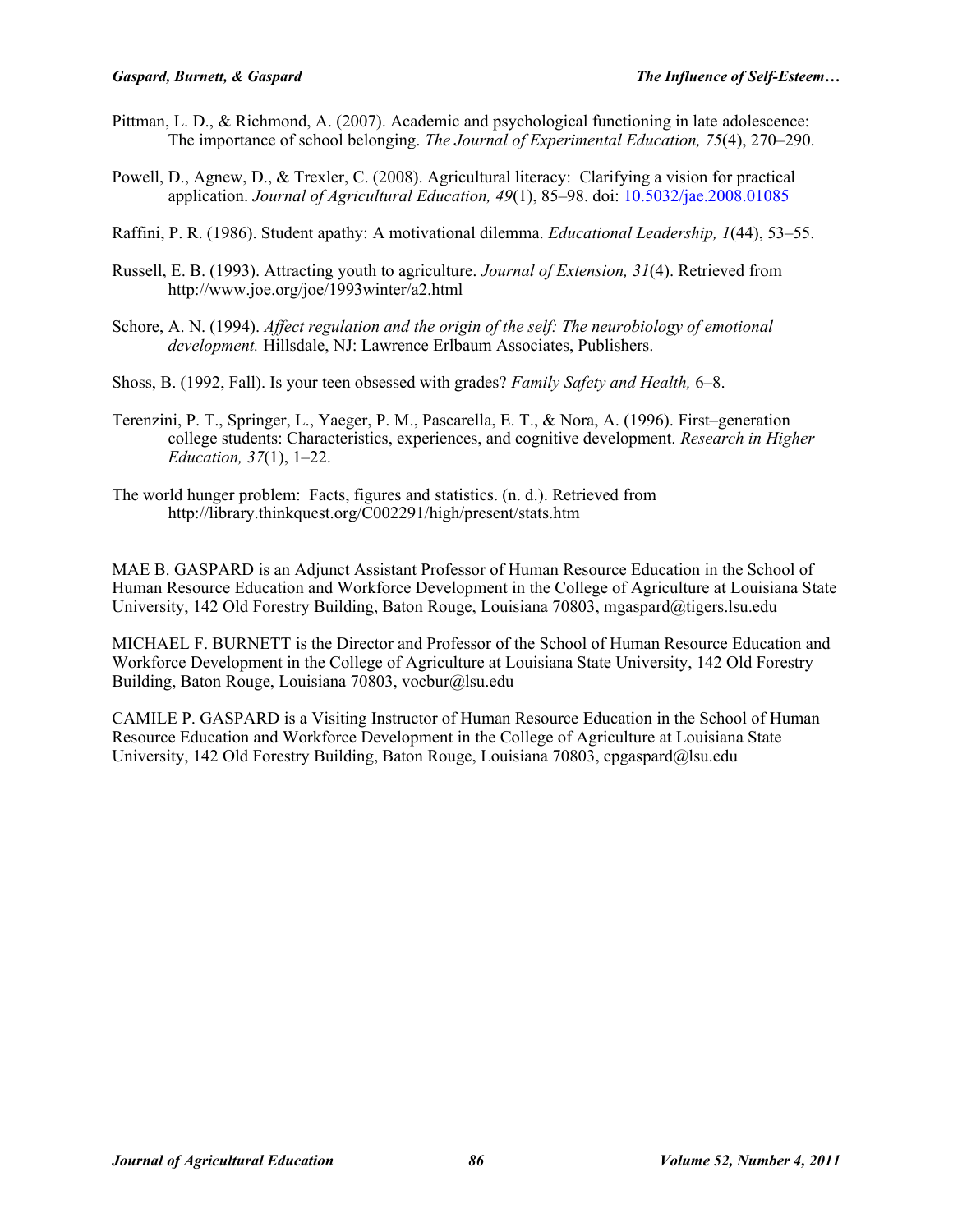Pittman, L. D., & Richmond, A. (2007). Academic and psychological functioning in late adolescence: The importance of school belonging. *The Journal of Experimental Education, 75*(4), 270–290.

Powell, D., Agnew, D., & Trexler, C. (2008). Agricultural literacy: Clarifying a vision for practical application. *Journal of Agricultural Education, 49*(1), 85–98. doi: 10.5032/jae.2008.01085

Raffini, P. R. (1986). Student apathy: A motivational dilemma. *Educational Leadership, 1*(44), 53–55.

Russell, E. B. (1993). Attracting youth to agriculture. *Journal of Extension, 31*(4). Retrieved from http://www.joe.org/joe/1993winter/a2.html

Schore, A. N. (1994). *Affect regulation and the origin of the self: The neurobiology of emotional development.* Hillsdale, NJ: Lawrence Erlbaum Associates, Publishers.

Shoss, B. (1992, Fall). Is your teen obsessed with grades? *Family Safety and Health,* 6–8.

Terenzini, P. T., Springer, L., Yaeger, P. M., Pascarella, E. T., & Nora, A. (1996). First–generation college students: Characteristics, experiences, and cognitive development. *Research in Higher Education, 37*(1), 1–22.

The world hunger problem: Facts, figures and statistics. (n. d.). Retrieved from http://library.thinkquest.org/C002291/high/present/stats.htm

MAE B. GASPARD is an Adjunct Assistant Professor of Human Resource Education in the School of Human Resource Education and Workforce Development in the College of Agriculture at Louisiana State University, 142 Old Forestry Building, Baton Rouge, Louisiana 70803, mgaspard@tigers.lsu.edu

MICHAEL F. BURNETT is the Director and Professor of the School of Human Resource Education and Workforce Development in the College of Agriculture at Louisiana State University, 142 Old Forestry Building, Baton Rouge, Louisiana 70803, vocbur@lsu.edu

CAMILE P. GASPARD is a Visiting Instructor of Human Resource Education in the School of Human Resource Education and Workforce Development in the College of Agriculture at Louisiana State University, 142 Old Forestry Building, Baton Rouge, Louisiana 70803, cpgaspard@lsu.edu